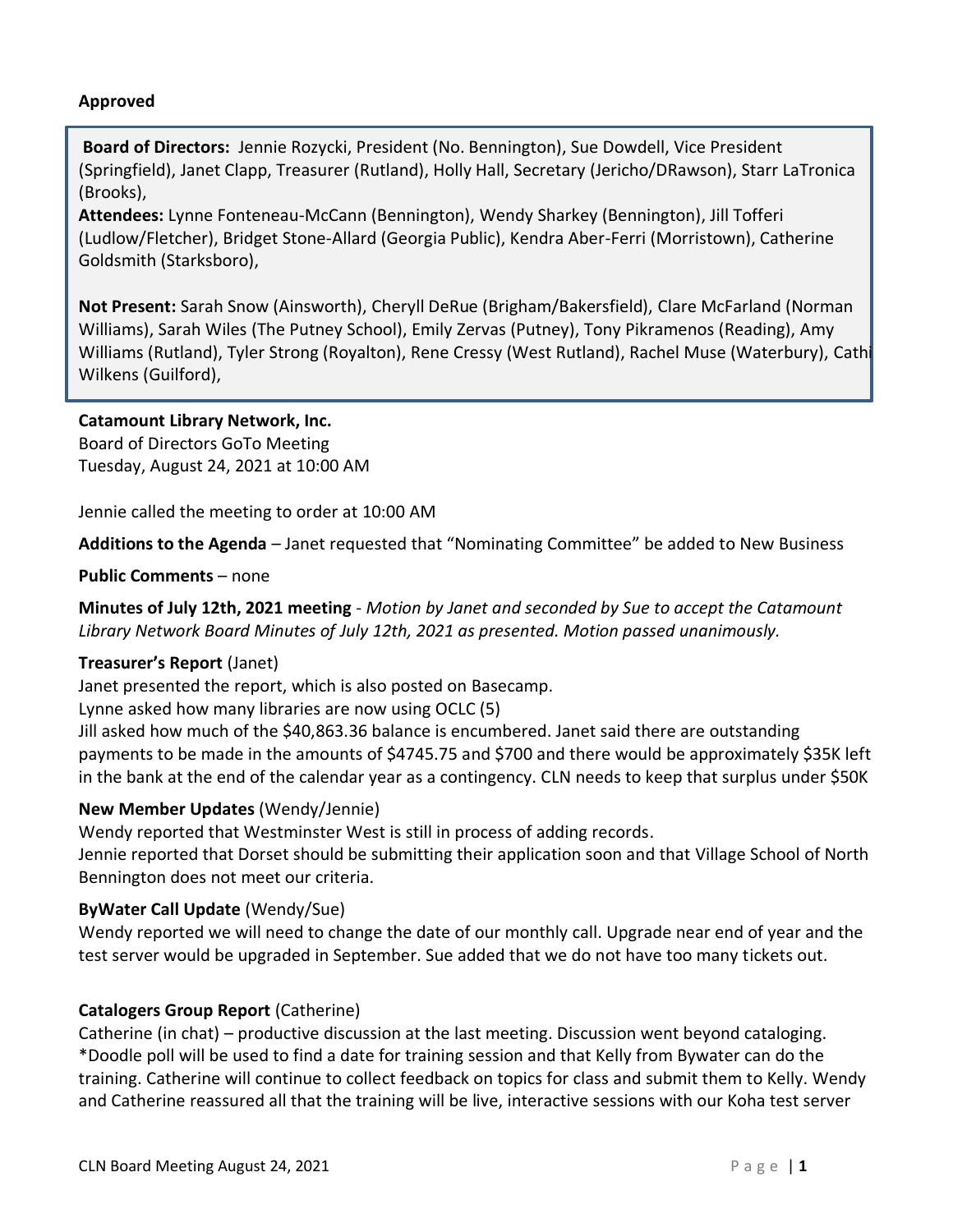**Approved**

**Board of Directors:** Jennie Rozycki, President (No. Bennington), Sue Dowdell, Vice President (Springfield), Janet Clapp, Treasurer (Rutland), Holly Hall, Secretary (Jericho/DRawson), Starr LaTronica (Brooks),
**Attendees:** Lynne Fonteneau-McCann (Bennington), Wendy Sharkey (Bennington), Jill Tofferi (Ludlow/Fletcher), Bridget Stone-Allard (Georgia Public), Kendra Aber-Ferri (Morristown), Catherine Goldsmith (Starksboro),

**Not Present:** Sarah Snow (Ainsworth), Cheryll DeRue (Brigham/Bakersfield), Clare McFarland (Norman Williams), Sarah Wiles (The Putney School), Emily Zervas (Putney), Tony Pikramenos (Reading), Amy Williams (Rutland), Tyler Strong (Royalton), Rene Cressy (West Rutland), Rachel Muse (Waterbury), Cathi Wilkens (Guilford),

**Catamount Library Network, Inc.**
Board of Directors GoTo Meeting
Tuesday, August 24, 2021 at 10:00 AM

Jennie called the meeting to order at 10:00 AM

**Additions to the Agenda** – Janet requested that "Nominating Committee" be added to New Business

**Public Comments** – none

**Minutes of July 12th, 2021 meeting** - *Motion by Janet and seconded by Sue to accept the Catamount Library Network Board Minutes of July 12th, 2021 as presented. Motion passed unanimously.*

**Treasurer's Report** (Janet)
Janet presented the report, which is also posted on Basecamp.
Lynne asked how many libraries are now using OCLC (5)
Jill asked how much of the $40,863.36 balance is encumbered. Janet said there are outstanding payments to be made in the amounts of $4745.75 and $700 and there would be approximately $35K left in the bank at the end of the calendar year as a contingency. CLN needs to keep that surplus under $50K

**New Member Updates** (Wendy/Jennie)
Wendy reported that Westminster West is still in process of adding records.
Jennie reported that Dorset should be submitting their application soon and that Village School of North Bennington does not meet our criteria.

**ByWater Call Update** (Wendy/Sue)
Wendy reported we will need to change the date of our monthly call. Upgrade near end of year and the test server would be upgraded in September. Sue added that we do not have too many tickets out.

**Catalogers Group Report** (Catherine)
Catherine (in chat) – productive discussion at the last meeting. Discussion went beyond cataloging.
*Doodle poll will be used to find a date for training session and that Kelly from Bywater can do the training. Catherine will continue to collect feedback on topics for class and submit them to Kelly. Wendy and Catherine reassured all that the training will be live, interactive sessions with our Koha test server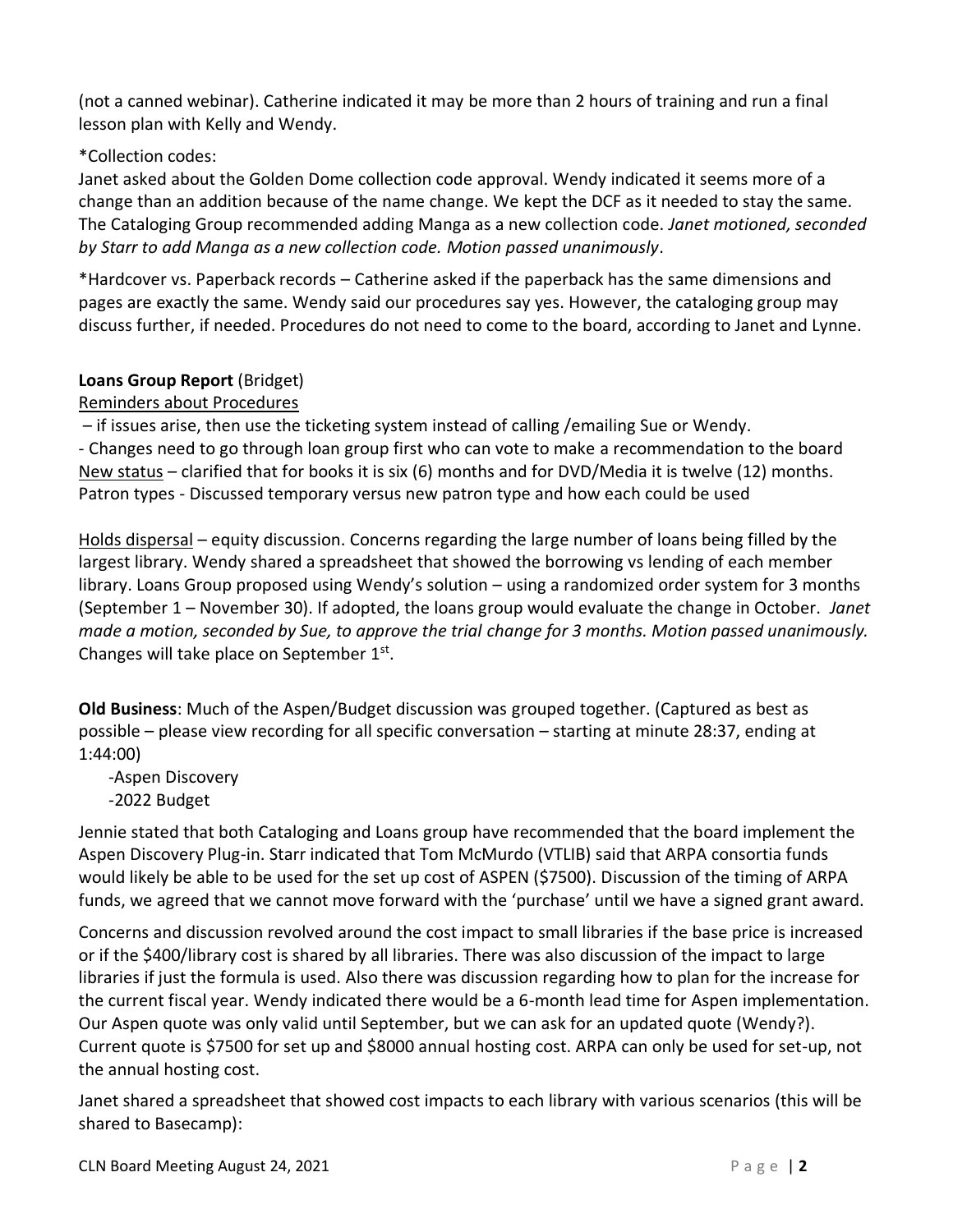(not a canned webinar). Catherine indicated it may be more than 2 hours of training and run a final lesson plan with Kelly and Wendy.

*Collection codes:

Janet asked about the Golden Dome collection code approval. Wendy indicated it seems more of a change than an addition because of the name change. We kept the DCF as it needed to stay the same. The Cataloging Group recommended adding Manga as a new collection code. *Janet motioned, seconded by Starr to add Manga as a new collection code. Motion passed unanimously*.

*Hardcover vs. Paperback records – Catherine asked if the paperback has the same dimensions and pages are exactly the same. Wendy said our procedures say yes. However, the cataloging group may discuss further, if needed. Procedures do not need to come to the board, according to Janet and Lynne.

**Loans Group Report** (Bridget)

Reminders about Procedures

– if issues arise, then use the ticketing system instead of calling /emailing Sue or Wendy.

- Changes need to go through loan group first who can vote to make a recommendation to the board

New status – clarified that for books it is six (6) months and for DVD/Media it is twelve (12) months.

Patron types - Discussed temporary versus new patron type and how each could be used

Holds dispersal – equity discussion. Concerns regarding the large number of loans being filled by the largest library. Wendy shared a spreadsheet that showed the borrowing vs lending of each member library. Loans Group proposed using Wendy's solution – using a randomized order system for 3 months (September 1 – November 30). If adopted, the loans group would evaluate the change in October. *Janet made a motion, seconded by Sue, to approve the trial change for 3 months. Motion passed unanimously.* Changes will take place on September 1st.

**Old Business**: Much of the Aspen/Budget discussion was grouped together. (Captured as best as possible – please view recording for all specific conversation – starting at minute 28:37, ending at 1:44:00)

- -Aspen Discovery
- -2022 Budget

Jennie stated that both Cataloging and Loans group have recommended that the board implement the Aspen Discovery Plug-in. Starr indicated that Tom McMurdo (VTLIB) said that ARPA consortia funds would likely be able to be used for the set up cost of ASPEN ($7500). Discussion of the timing of ARPA funds, we agreed that we cannot move forward with the 'purchase' until we have a signed grant award.

Concerns and discussion revolved around the cost impact to small libraries if the base price is increased or if the $400/library cost is shared by all libraries. There was also discussion of the impact to large libraries if just the formula is used. Also there was discussion regarding how to plan for the increase for the current fiscal year. Wendy indicated there would be a 6-month lead time for Aspen implementation. Our Aspen quote was only valid until September, but we can ask for an updated quote (Wendy?). Current quote is $7500 for set up and $8000 annual hosting cost. ARPA can only be used for set-up, not the annual hosting cost.

Janet shared a spreadsheet that showed cost impacts to each library with various scenarios (this will be shared to Basecamp):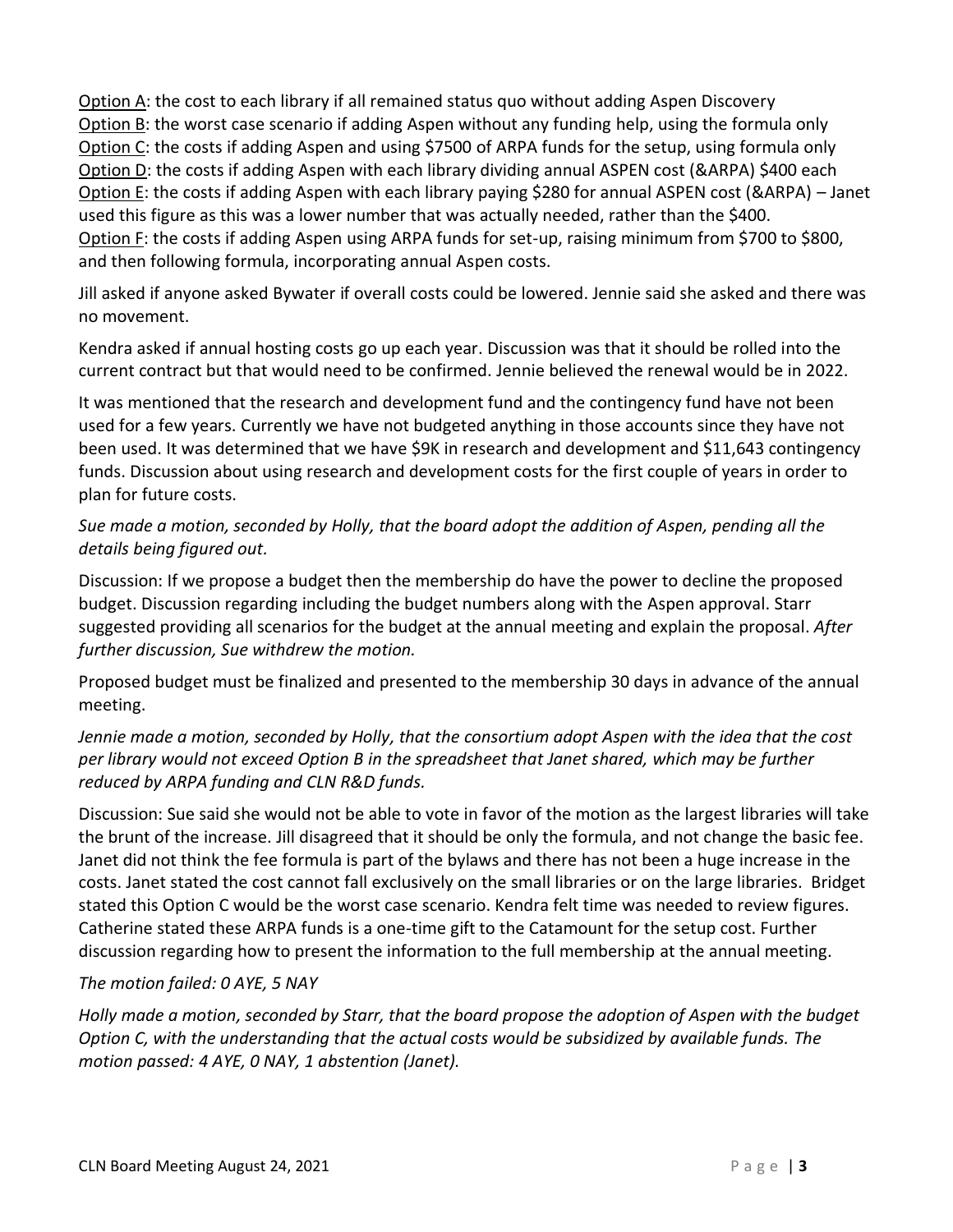<u>Option A</u>: the cost to each library if all remained status quo without adding Aspen Discovery
<u>Option B</u>: the worst case scenario if adding Aspen without any funding help, using the formula only
<u>Option C</u>: the costs if adding Aspen and using $7500 of ARPA funds for the setup, using formula only
<u>Option D</u>: the costs if adding Aspen with each library dividing annual ASPEN cost (&ARPA) $400 each
<u>Option E</u>: the costs if adding Aspen with each library paying $280 for annual ASPEN cost (&ARPA) – Janet used this figure as this was a lower number that was actually needed, rather than the $400.
<u>Option F</u>: the costs if adding Aspen using ARPA funds for set-up, raising minimum from $700 to $800, and then following formula, incorporating annual Aspen costs.

Jill asked if anyone asked Bywater if overall costs could be lowered. Jennie said she asked and there was no movement.

Kendra asked if annual hosting costs go up each year. Discussion was that it should be rolled into the current contract but that would need to be confirmed. Jennie believed the renewal would be in 2022.

It was mentioned that the research and development fund and the contingency fund have not been used for a few years. Currently we have not budgeted anything in those accounts since they have not been used. It was determined that we have $9K in research and development and $11,643 contingency funds. Discussion about using research and development costs for the first couple of years in order to plan for future costs.

*Sue made a motion, seconded by Holly, that the board adopt the addition of Aspen, pending all the details being figured out.*

Discussion: If we propose a budget then the membership do have the power to decline the proposed budget. Discussion regarding including the budget numbers along with the Aspen approval. Starr suggested providing all scenarios for the budget at the annual meeting and explain the proposal. *After further discussion, Sue withdrew the motion.*

Proposed budget must be finalized and presented to the membership 30 days in advance of the annual meeting.

*Jennie made a motion, seconded by Holly, that the consortium adopt Aspen with the idea that the cost per library would not exceed Option B in the spreadsheet that Janet shared, which may be further reduced by ARPA funding and CLN R&D funds.*

Discussion: Sue said she would not be able to vote in favor of the motion as the largest libraries will take the brunt of the increase. Jill disagreed that it should be only the formula, and not change the basic fee. Janet did not think the fee formula is part of the bylaws and there has not been a huge increase in the costs. Janet stated the cost cannot fall exclusively on the small libraries or on the large libraries. Bridget stated this Option C would be the worst case scenario. Kendra felt time was needed to review figures. Catherine stated these ARPA funds is a one-time gift to the Catamount for the setup cost. Further discussion regarding how to present the information to the full membership at the annual meeting.

*The motion failed: 0 AYE, 5 NAY*

*Holly made a motion, seconded by Starr, that the board propose the adoption of Aspen with the budget Option C, with the understanding that the actual costs would be subsidized by available funds. The motion passed: 4 AYE, 0 NAY, 1 abstention (Janet).*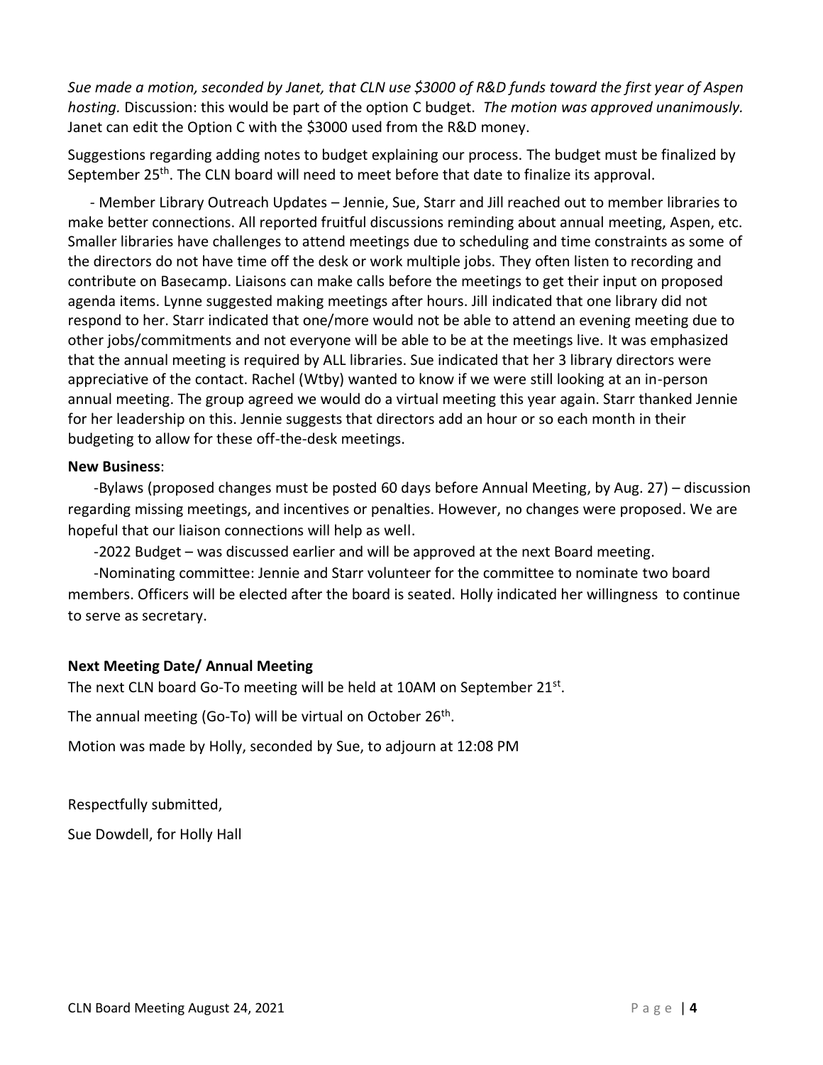*Sue made a motion, seconded by Janet, that CLN use $3000 of R&D funds toward the first year of Aspen hosting.* Discussion: this would be part of the option C budget. *The motion was approved unanimously.* Janet can edit the Option C with the $3000 used from the R&D money.

Suggestions regarding adding notes to budget explaining our process. The budget must be finalized by September 25th. The CLN board will need to meet before that date to finalize its approval.

- Member Library Outreach Updates – Jennie, Sue, Starr and Jill reached out to member libraries to make better connections. All reported fruitful discussions reminding about annual meeting, Aspen, etc. Smaller libraries have challenges to attend meetings due to scheduling and time constraints as some of the directors do not have time off the desk or work multiple jobs. They often listen to recording and contribute on Basecamp. Liaisons can make calls before the meetings to get their input on proposed agenda items. Lynne suggested making meetings after hours. Jill indicated that one library did not respond to her. Starr indicated that one/more would not be able to attend an evening meeting due to other jobs/commitments and not everyone will be able to be at the meetings live. It was emphasized that the annual meeting is required by ALL libraries. Sue indicated that her 3 library directors were appreciative of the contact. Rachel (Wtby) wanted to know if we were still looking at an in-person annual meeting. The group agreed we would do a virtual meeting this year again. Starr thanked Jennie for her leadership on this. Jennie suggests that directors add an hour or so each month in their budgeting to allow for these off-the-desk meetings.

**New Business**:

-Bylaws (proposed changes must be posted 60 days before Annual Meeting, by Aug. 27) – discussion regarding missing meetings, and incentives or penalties. However, no changes were proposed. We are hopeful that our liaison connections will help as well.

-2022 Budget – was discussed earlier and will be approved at the next Board meeting.

-Nominating committee: Jennie and Starr volunteer for the committee to nominate two board members. Officers will be elected after the board is seated. Holly indicated her willingness to continue to serve as secretary.

**Next Meeting Date/ Annual Meeting**

The next CLN board Go-To meeting will be held at 10AM on September 21st.

The annual meeting (Go-To) will be virtual on October 26th.

Motion was made by Holly, seconded by Sue, to adjourn at 12:08 PM

Respectfully submitted,

Sue Dowdell, for Holly Hall